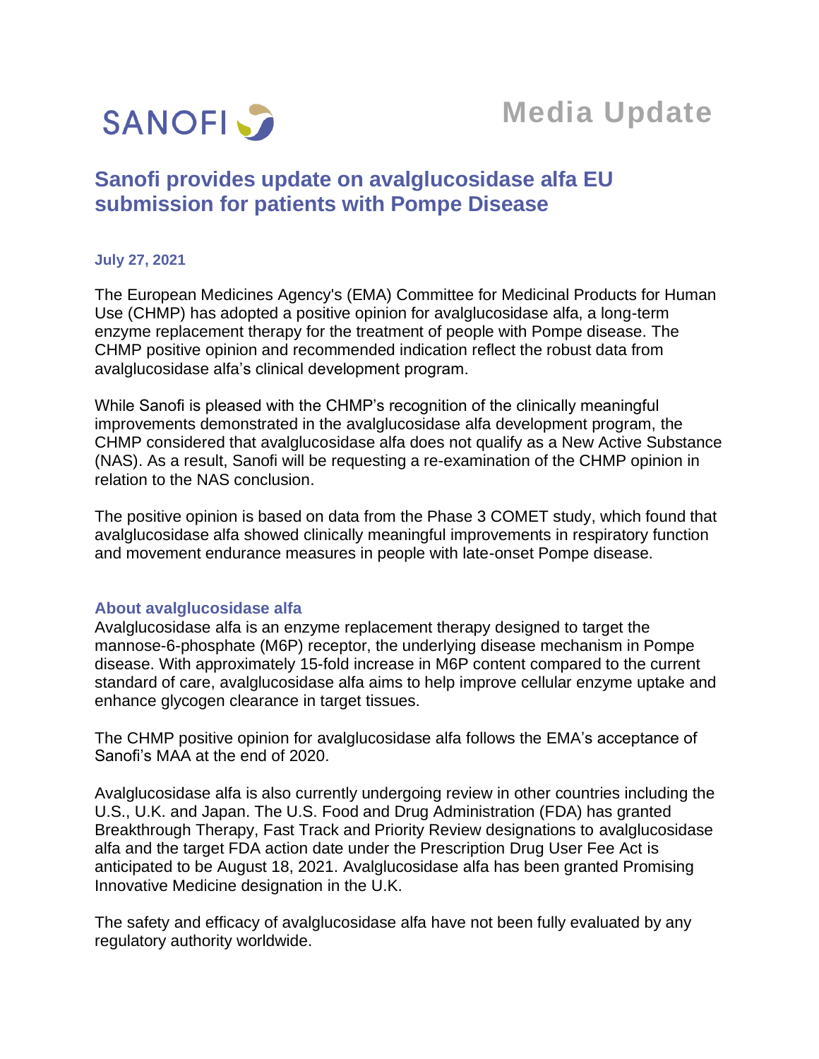SANOFI

**Media Update**

# Sanofi provides update on avalglucosidase alfa EU submission for patients with Pompe Disease

**July 27, 2021**

The European Medicines Agency's (EMA) Committee for Medicinal Products for Human Use (CHMP) has adopted a positive opinion for avalglucosidase alfa, a long-term enzyme replacement therapy for the treatment of people with Pompe disease. The CHMP positive opinion and recommended indication reflect the robust data from avalglucosidase alfa's clinical development program.

While Sanofi is pleased with the CHMP's recognition of the clinically meaningful improvements demonstrated in the avalglucosidase alfa development program, the CHMP considered that avalglucosidase alfa does not qualify as a New Active Substance (NAS). As a result, Sanofi will be requesting a re-examination of the CHMP opinion in relation to the NAS conclusion.

The positive opinion is based on data from the Phase 3 COMET study, which found that avalglucosidase alfa showed clinically meaningful improvements in respiratory function and movement endurance measures in people with late-onset Pompe disease.

## About avalglucosidase alfa

Avalglucosidase alfa is an enzyme replacement therapy designed to target the mannose-6-phosphate (M6P) receptor, the underlying disease mechanism in Pompe disease. With approximately 15-fold increase in M6P content compared to the current standard of care, avalglucosidase alfa aims to help improve cellular enzyme uptake and enhance glycogen clearance in target tissues.

The CHMP positive opinion for avalglucosidase alfa follows the EMA's acceptance of Sanofi's MAA at the end of 2020.

Avalglucosidase alfa is also currently undergoing review in other countries including the U.S., U.K. and Japan. The U.S. Food and Drug Administration (FDA) has granted Breakthrough Therapy, Fast Track and Priority Review designations to avalglucosidase alfa and the target FDA action date under the Prescription Drug User Fee Act is anticipated to be August 18, 2021. Avalglucosidase alfa has been granted Promising Innovative Medicine designation in the U.K.

The safety and efficacy of avalglucosidase alfa have not been fully evaluated by any regulatory authority worldwide.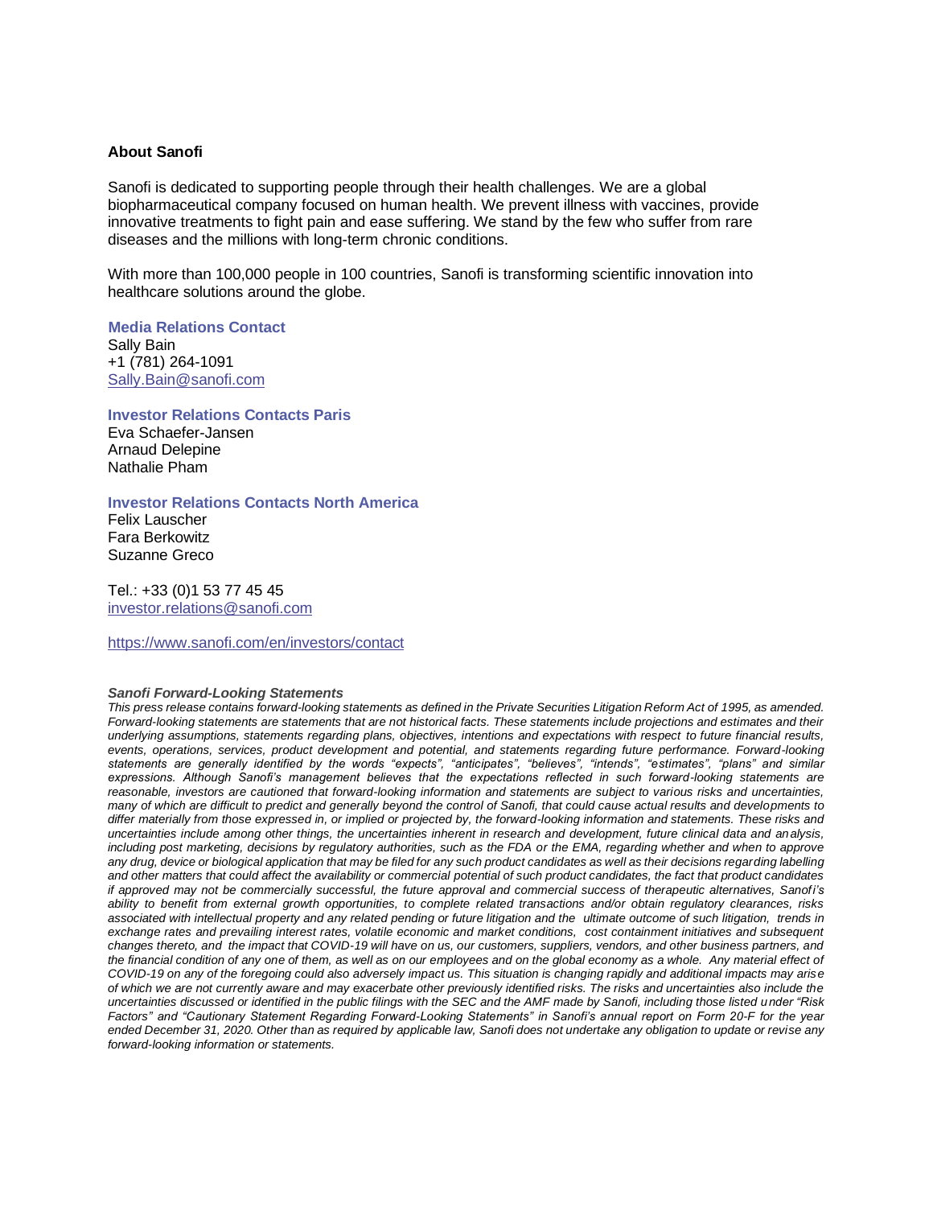**About Sanofi**

Sanofi is dedicated to supporting people through their health challenges. We are a global biopharmaceutical company focused on human health. We prevent illness with vaccines, provide innovative treatments to fight pain and ease suffering. We stand by the few who suffer from rare diseases and the millions with long-term chronic conditions.

With more than 100,000 people in 100 countries, Sanofi is transforming scientific innovation into healthcare solutions around the globe.

**Media Relations Contact**
Sally Bain
+1 (781) 264-1091
Sally.Bain@sanofi.com

**Investor Relations Contacts Paris**
Eva Schaefer-Jansen
Arnaud Delepine
Nathalie Pham

**Investor Relations Contacts North America**
Felix Lauscher
Fara Berkowitz
Suzanne Greco

Tel.: +33 (0)1 53 77 45 45
investor.relations@sanofi.com

https://www.sanofi.com/en/investors/contact

***Sanofi Forward-Looking Statements***

*This press release contains forward-looking statements as defined in the Private Securities Litigation Reform Act of 1995, as amended. Forward-looking statements are statements that are not historical facts. These statements include projections and estimates and their underlying assumptions, statements regarding plans, objectives, intentions and expectations with respect to future financial results, events, operations, services, product development and potential, and statements regarding future performance. Forward-looking statements are generally identified by the words "expects", "anticipates", "believes", "intends", "estimates", "plans" and similar expressions. Although Sanofi's management believes that the expectations reflected in such forward-looking statements are reasonable, investors are cautioned that forward-looking information and statements are subject to various risks and uncertainties, many of which are difficult to predict and generally beyond the control of Sanofi, that could cause actual results and developments to differ materially from those expressed in, or implied or projected by, the forward-looking information and statements. These risks and uncertainties include among other things, the uncertainties inherent in research and development, future clinical data and analysis, including post marketing, decisions by regulatory authorities, such as the FDA or the EMA, regarding whether and when to approve any drug, device or biological application that may be filed for any such product candidates as well as their decisions regarding labelling and other matters that could affect the availability or commercial potential of such product candidates, the fact that product candidates if approved may not be commercially successful, the future approval and commercial success of therapeutic alternatives, Sanofi's ability to benefit from external growth opportunities, to complete related transactions and/or obtain regulatory clearances, risks associated with intellectual property and any related pending or future litigation and the ultimate outcome of such litigation, trends in exchange rates and prevailing interest rates, volatile economic and market conditions, cost containment initiatives and subsequent changes thereto, and the impact that COVID-19 will have on us, our customers, suppliers, vendors, and other business partners, and the financial condition of any one of them, as well as on our employees and on the global economy as a whole. Any material effect of COVID-19 on any of the foregoing could also adversely impact us. This situation is changing rapidly and additional impacts may arise of which we are not currently aware and may exacerbate other previously identified risks. The risks and uncertainties also include the uncertainties discussed or identified in the public filings with the SEC and the AMF made by Sanofi, including those listed under "Risk Factors" and "Cautionary Statement Regarding Forward-Looking Statements" in Sanofi's annual report on Form 20-F for the year ended December 31, 2020. Other than as required by applicable law, Sanofi does not undertake any obligation to update or revise any forward-looking information or statements.*